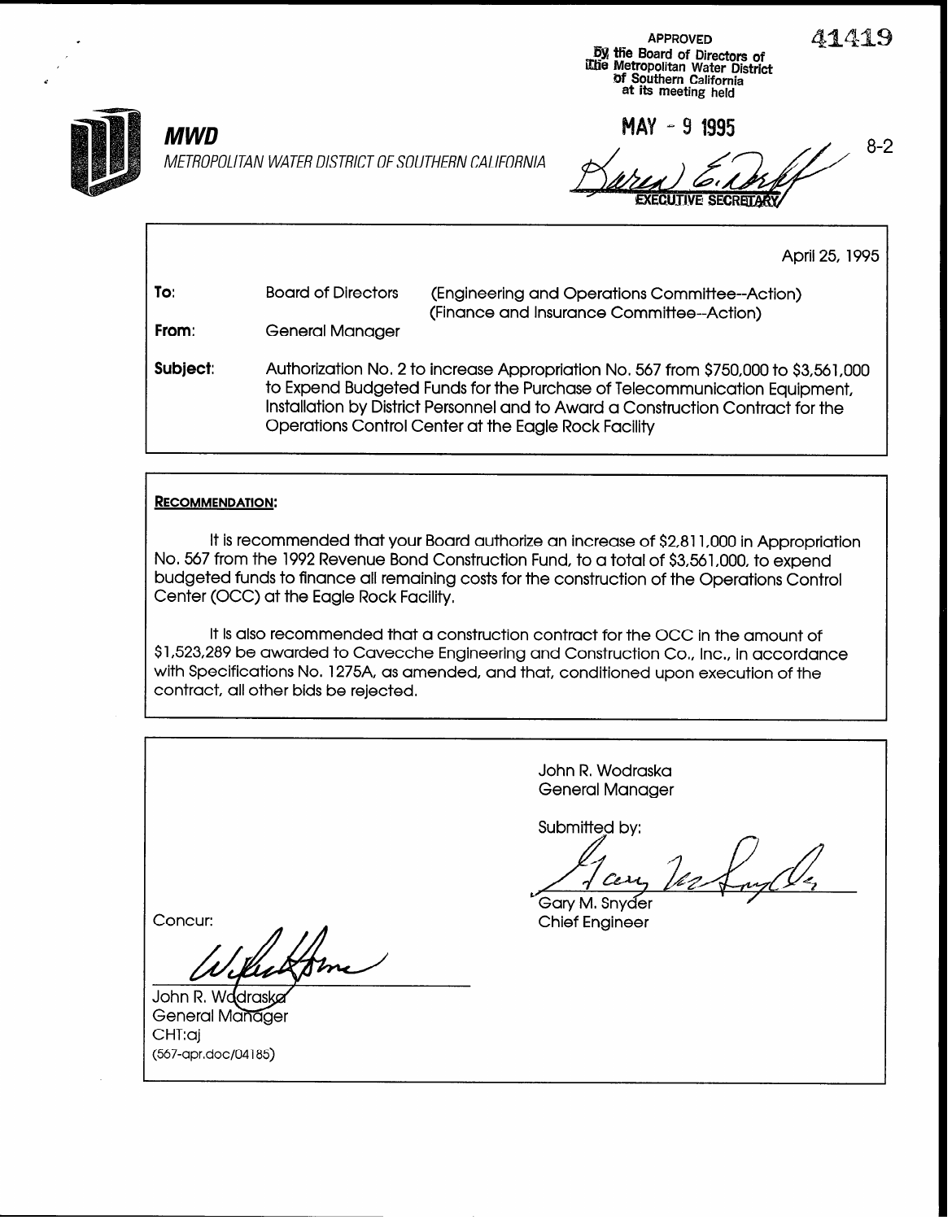APPROVED
By the Board of Directors of
the Metropolitan Water District
of Southern California
at its meeting held

MAY - 9 1995

Karen E. Tachiki (signature)
EXECUTIVE SECRETARY

41419

8-2

**MWD**

*METROPOLITAN WATER DISTRICT OF SOUTHERN CALIFORNIA*

April 25, 1995

**To:** Board of Directors (Engineering and Operations Committee--Action) (Finance and Insurance Committee--Action)

**From:** General Manager

**Subject:** Authorization No. 2 to increase Appropriation No. 567 from $750,000 to $3,561,000 to Expend Budgeted Funds for the Purchase of Telecommunication Equipment, Installation by District Personnel and to Award a Construction Contract for the Operations Control Center at the Eagle Rock Facility

**RECOMMENDATION:**

It is recommended that your Board authorize an increase of $2,811,000 in Appropriation No. 567 from the 1992 Revenue Bond Construction Fund, to a total of $3,561,000, to expend budgeted funds to finance all remaining costs for the construction of the Operations Control Center (OCC) at the Eagle Rock Facility.

It is also recommended that a construction contract for the OCC in the amount of $1,523,289 be awarded to Cavecche Engineering and Construction Co., Inc., in accordance with Specifications No. 1275A, as amended, and that, conditioned upon execution of the contract, all other bids be rejected.

John R. Wodraska
General Manager

Submitted by:

Gary M. Snyder
Chief Engineer

Concur:

John R. Wodraska
General Manager

CHT:aj
(567-apr.doc/04185)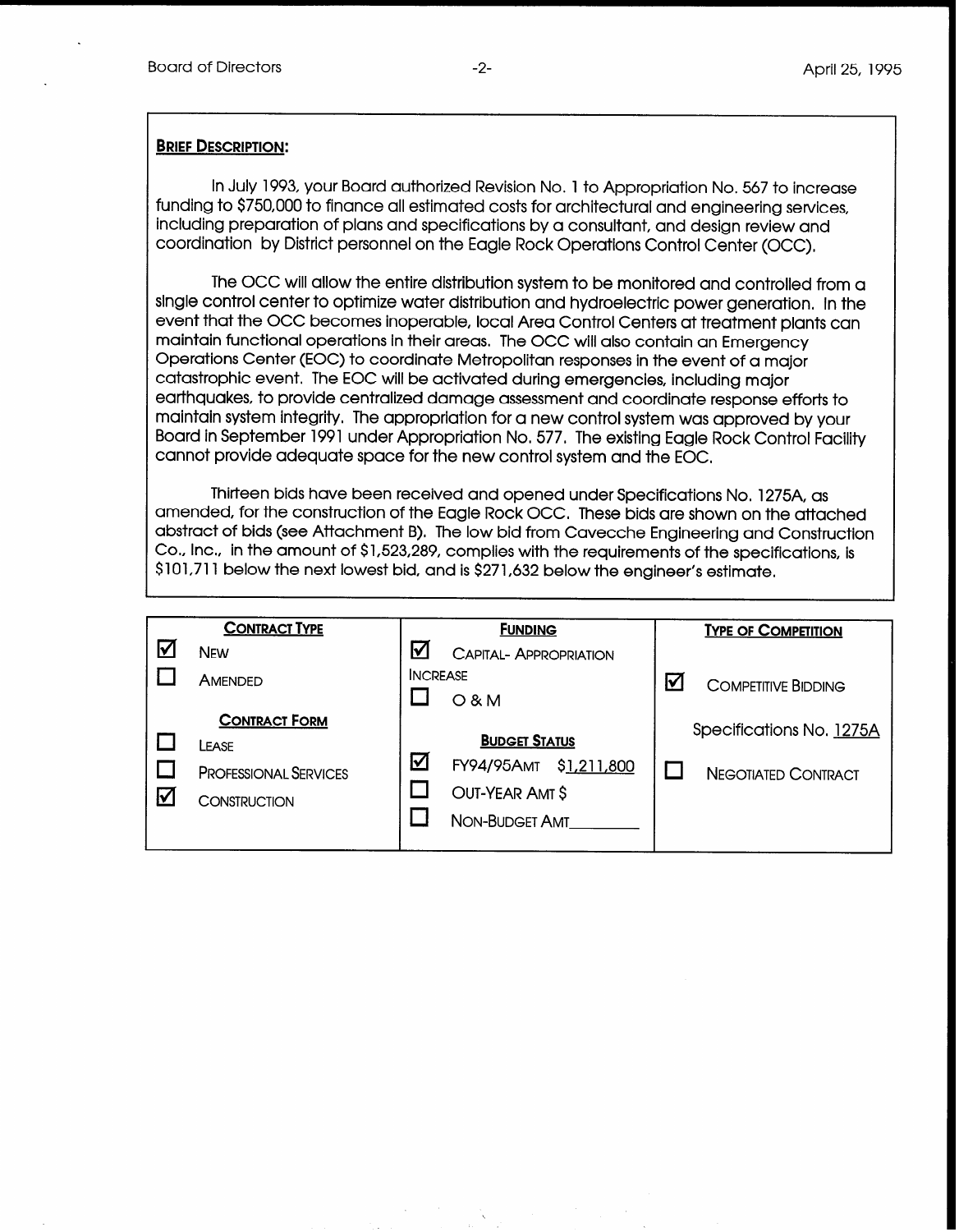**BRIEF DESCRIPTION:**

In July 1993, your Board authorized Revision No. 1 to Appropriation No. 567 to increase funding to $750,000 to finance all estimated costs for architectural and engineering services, including preparation of plans and specifications by a consultant, and design review and coordination by District personnel on the Eagle Rock Operations Control Center (OCC).

The OCC will allow the entire distribution system to be monitored and controlled from a single control center to optimize water distribution and hydroelectric power generation. In the event that the OCC becomes inoperable, local Area Control Centers at treatment plants can maintain functional operations in their areas. The OCC will also contain an Emergency Operations Center (EOC) to coordinate Metropolitan responses in the event of a major catastrophic event. The EOC will be activated during emergencies, including major earthquakes, to provide centralized damage assessment and coordinate response efforts to maintain system integrity. The appropriation for a new control system was approved by your Board in September 1991 under Appropriation No. 577. The existing Eagle Rock Control Facility cannot provide adequate space for the new control system and the EOC.

Thirteen bids have been received and opened under Specifications No. 1275A, as amended, for the construction of the Eagle Rock OCC. These bids are shown on the attached abstract of bids (see Attachment B). The low bid from Cavecche Engineering and Construction Co., Inc., in the amount of $1,523,289, complies with the requirements of the specifications, is $101,711 below the next lowest bid, and is $271,632 below the engineer's estimate.

| CONTRACT TYPE | FUNDING | TYPE OF COMPETITION |
|---|---|---|
| ☑ NEW | ☑ CAPITAL- APPROPRIATION INCREASE | ☑ COMPETITIVE BIDDING |
| ☐ AMENDED | ☐ O & M | Specifications No. 1275A |
| **CONTRACT FORM** | **BUDGET STATUS** | ☐ NEGOTIATED CONTRACT |
| ☐ LEASE | ☑ FY94/95AMT $1,211,800 | |
| ☐ PROFESSIONAL SERVICES | ☐ OUT-YEAR AMT $ | |
| ☑ CONSTRUCTION | ☐ NON-BUDGET AMT________ | |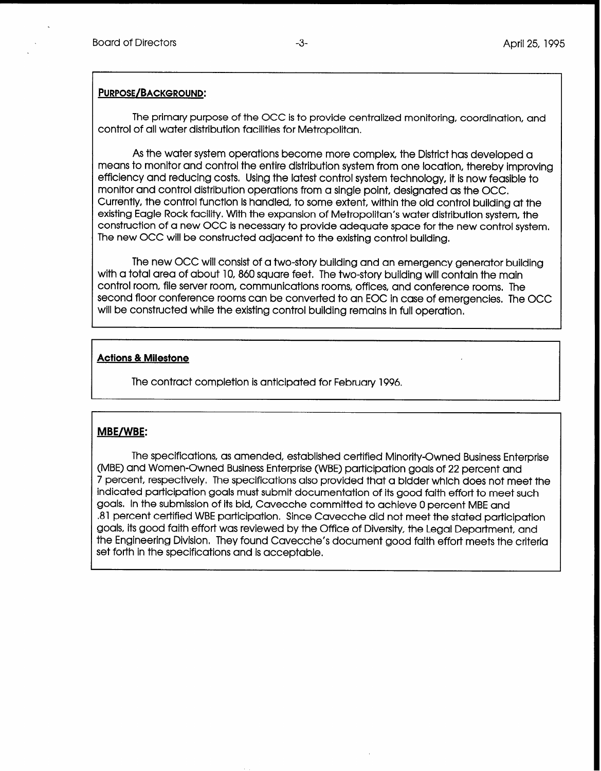**PURPOSE/BACKGROUND:**

The primary purpose of the OCC is to provide centralized monitoring, coordination, and control of all water distribution facilities for Metropolitan.

As the water system operations become more complex, the District has developed a means to monitor and control the entire distribution system from one location, thereby improving efficiency and reducing costs. Using the latest control system technology, it is now feasible to monitor and control distribution operations from a single point, designated as the OCC. Currently, the control function is handled, to some extent, within the old control building at the existing Eagle Rock facility. With the expansion of Metropolitan's water distribution system, the construction of a new OCC is necessary to provide adequate space for the new control system. The new OCC will be constructed adjacent to the existing control building.

The new OCC will consist of a two-story building and an emergency generator building with a total area of about 10, 860 square feet. The two-story building will contain the main control room, file server room, communications rooms, offices, and conference rooms. The second floor conference rooms can be converted to an EOC in case of emergencies. The OCC will be constructed while the existing control building remains in full operation.

**Actions & Milestone**

The contract completion is anticipated for February 1996.

**MBE/WBE:**

The specifications, as amended, established certified Minority-Owned Business Enterprise (MBE) and Women-Owned Business Enterprise (WBE) participation goals of 22 percent and 7 percent, respectively. The specifications also provided that a bidder which does not meet the indicated participation goals must submit documentation of its good faith effort to meet such goals. In the submission of its bid, Cavecche committed to achieve 0 percent MBE and .81 percent certified WBE participation. Since Cavecche did not meet the stated participation goals, its good faith effort was reviewed by the Office of Diversity, the Legal Department, and the Engineering Division. They found Cavecche's document good faith effort meets the criteria set forth in the specifications and is acceptable.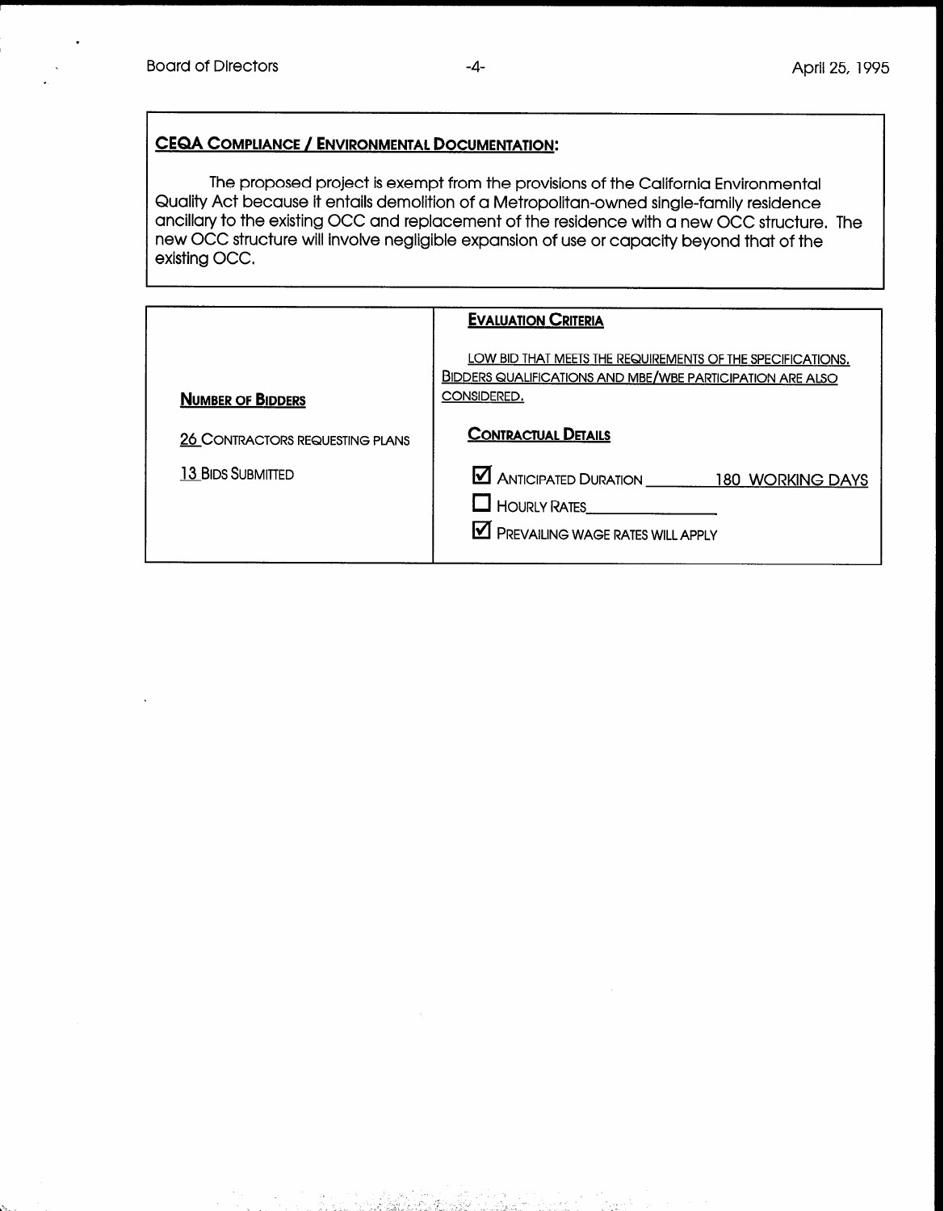**CEQA COMPLIANCE / ENVIRONMENTAL DOCUMENTATION:**

The proposed project is exempt from the provisions of the California Environmental Quality Act because it entails demolition of a Metropolitan-owned single-family residence ancillary to the existing OCC and replacement of the residence with a new OCC structure. The new OCC structure will involve negligible expansion of use or capacity beyond that of the existing OCC.

**NUMBER OF BIDDERS**

26 CONTRACTORS REQUESTING PLANS

13 BIDS SUBMITTED

**EVALUATION CRITERIA**

LOW BID THAT MEETS THE REQUIREMENTS OF THE SPECIFICATIONS. BIDDERS QUALIFICATIONS AND MBE/WBE PARTICIPATION ARE ALSO CONSIDERED.

**CONTRACTUAL DETAILS**

☑ ANTICIPATED DURATION 180 WORKING DAYS

☐ HOURLY RATES\_\_\_\_\_\_\_\_

☑ PREVAILING WAGE RATES WILL APPLY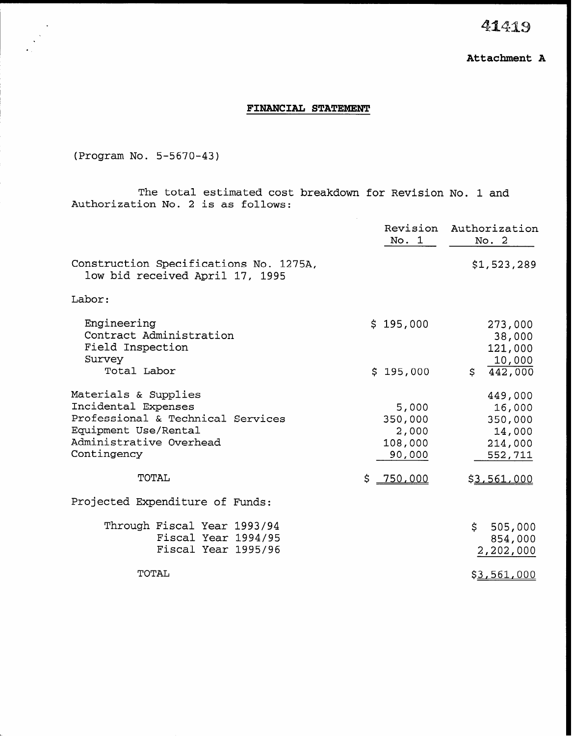41419

Attachment A

## FINANCIAL STATEMENT

(Program No. 5-5670-43)

The total estimated cost breakdown for Revision No. 1 and Authorization No. 2 is as follows:

| | Revision No. 1 | Authorization No. 2 |
|---|---|---|
| Construction Specifications No. 1275A, low bid received April 17, 1995 | | $1,523,289 |
| Labor: | | |
| Engineering | $ 195,000 | 273,000 |
| Contract Administration | | 38,000 |
| Field Inspection | | 121,000 |
| Survey | | 10,000 |
| Total Labor | $ 195,000 | $ 442,000 |
| Materials & Supplies | | 449,000 |
| Incidental Expenses | 5,000 | 16,000 |
| Professional & Technical Services | 350,000 | 350,000 |
| Equipment Use/Rental | 2,000 | 14,000 |
| Administrative Overhead | 108,000 | 214,000 |
| Contingency | 90,000 | 552,711 |
| TOTAL | $ 750,000 | $3,561,000 |

Projected Expenditure of Funds:

| | |
|---|---|
| Through Fiscal Year 1993/94 | $ 505,000 |
| Fiscal Year 1994/95 | 854,000 |
| Fiscal Year 1995/96 | 2,202,000 |
| TOTAL | $3,561,000 |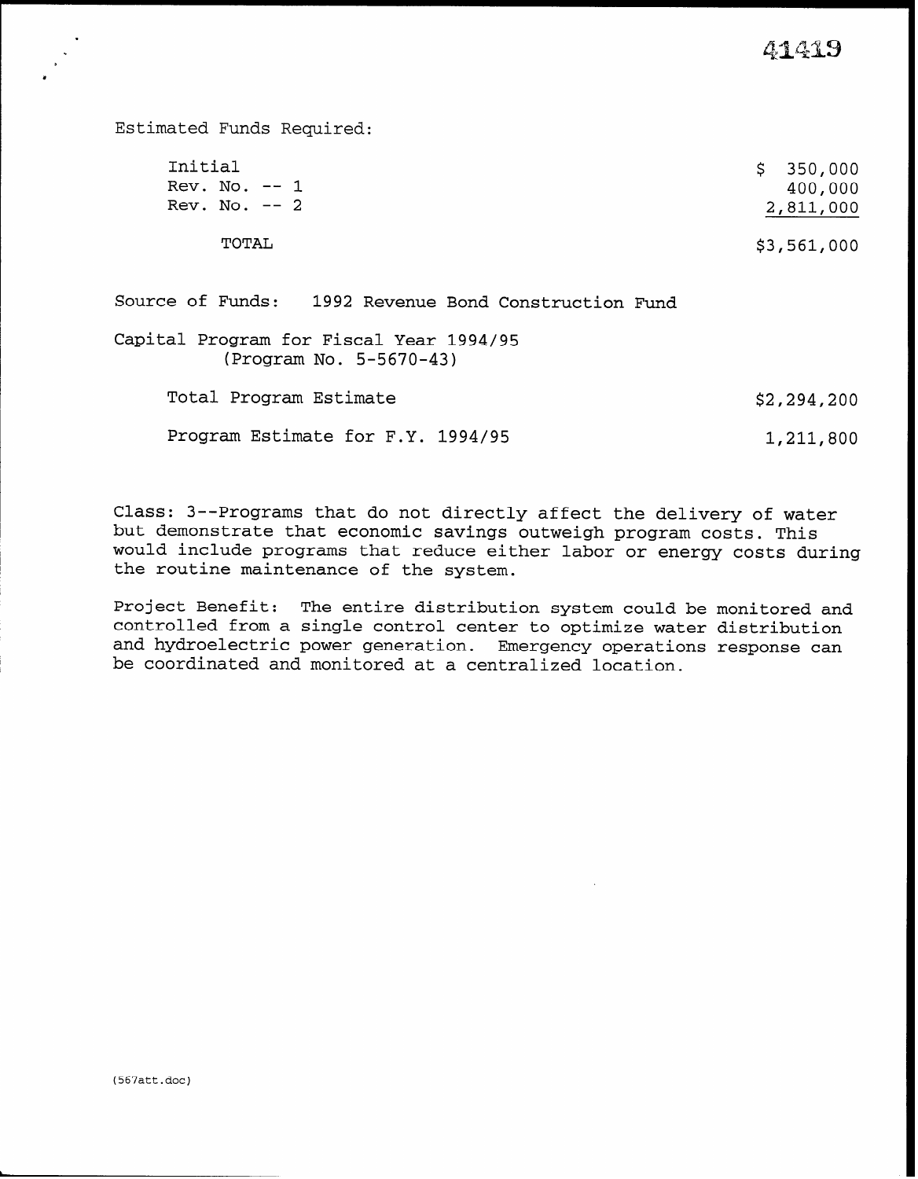Estimated Funds Required:

| | |
|---|---|
| Initial | $ 350,000 |
| Rev. No. -- 1 | 400,000 |
| Rev. No. -- 2 | 2,811,000 |
| TOTAL | $3,561,000 |

Source of Funds: 1992 Revenue Bond Construction Fund

Capital Program for Fiscal Year 1994/95
(Program No. 5-5670-43)

| | |
|---|---|
| Total Program Estimate | $2,294,200 |
| Program Estimate for F.Y. 1994/95 | 1,211,800 |

Class: 3--Programs that do not directly affect the delivery of water but demonstrate that economic savings outweigh program costs. This would include programs that reduce either labor or energy costs during the routine maintenance of the system.

Project Benefit: The entire distribution system could be monitored and controlled from a single control center to optimize water distribution and hydroelectric power generation. Emergency operations response can be coordinated and monitored at a centralized location.

(567att.doc)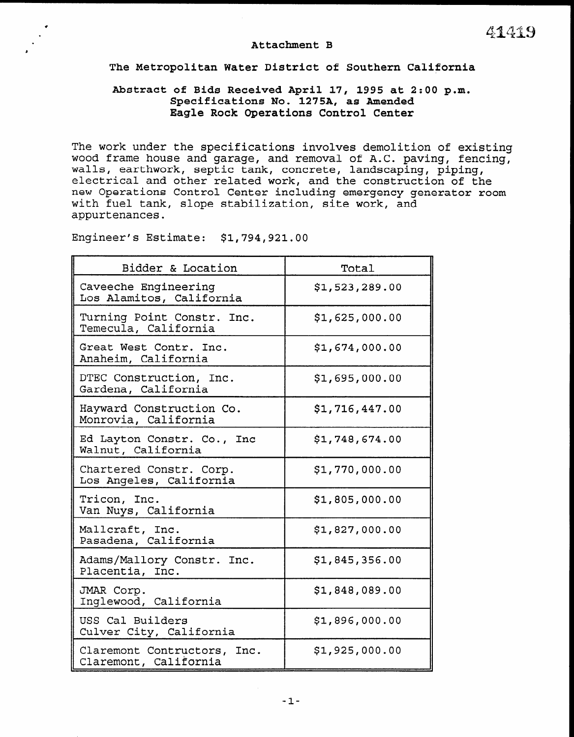Attachment B

# The Metropolitan Water District of Southern California

## Abstract of Bids Received April 17, 1995 at 2:00 p.m.
## Specifications No. 1275A, as Amended
## Eagle Rock Operations Control Center

The work under the specifications involves demolition of existing wood frame house and garage, and removal of A.C. paving, fencing, walls, earthwork, septic tank, concrete, landscaping, piping, electrical and other related work, and the construction of the new Operations Control Center including emergency generator room with fuel tank, slope stabilization, site work, and appurtenances.

Engineer's Estimate: $1,794,921.00

| Bidder & Location | Total |
|---|---|
| Caveeche Engineering<br>Los Alamitos, California | $1,523,289.00 |
| Turning Point Constr. Inc.<br>Temecula, California | $1,625,000.00 |
| Great West Contr. Inc.<br>Anaheim, California | $1,674,000.00 |
| DTEC Construction, Inc.<br>Gardena, California | $1,695,000.00 |
| Hayward Construction Co.<br>Monrovia, California | $1,716,447.00 |
| Ed Layton Constr. Co., Inc<br>Walnut, California | $1,748,674.00 |
| Chartered Constr. Corp.<br>Los Angeles, California | $1,770,000.00 |
| Tricon, Inc.<br>Van Nuys, California | $1,805,000.00 |
| Mallcraft, Inc.<br>Pasadena, California | $1,827,000.00 |
| Adams/Mallory Constr. Inc.<br>Placentia, Inc. | $1,845,356.00 |
| JMAR Corp.<br>Inglewood, California | $1,848,089.00 |
| USS Cal Builders<br>Culver City, California | $1,896,000.00 |
| Claremont Contractors, Inc.<br>Claremont, California | $1,925,000.00 |